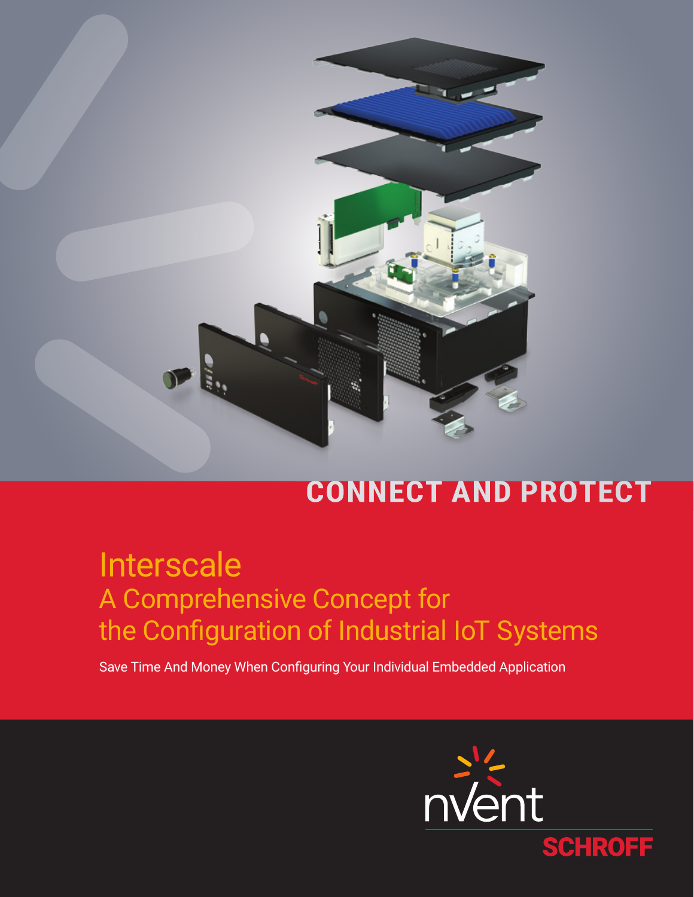## CONNECT AND PROTECT

# Interscale

## A Comprehensive Concept for the Configuration of Industrial IoT Systems

Save Time And Money When Configuring Your Individual Embedded Application

nVent SCHROFF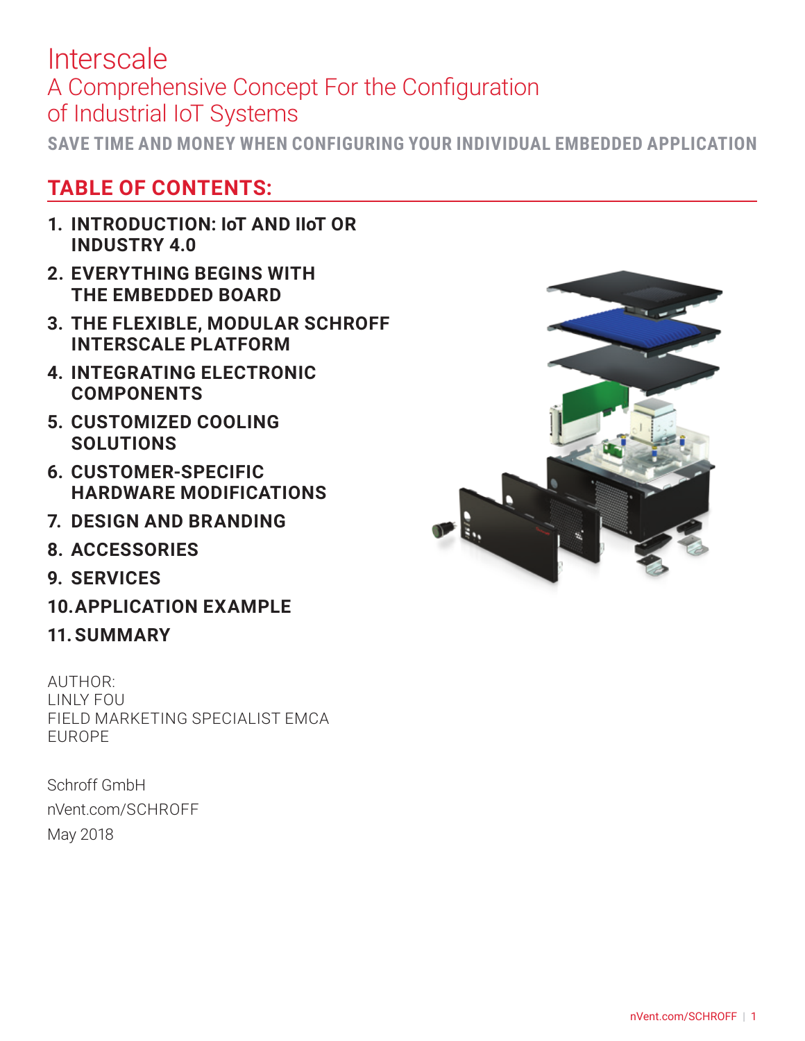# Interscale

## A Comprehensive Concept For the Configuration of Industrial IoT Systems

**SAVE TIME AND MONEY WHEN CONFIGURING YOUR INDIVIDUAL EMBEDDED APPLICATION**

## TABLE OF CONTENTS:

1. **INTRODUCTION: IoT AND IIoT OR INDUSTRY 4.0**
2. **EVERYTHING BEGINS WITH THE EMBEDDED BOARD**
3. **THE FLEXIBLE, MODULAR SCHROFF INTERSCALE PLATFORM**
4. **INTEGRATING ELECTRONIC COMPONENTS**
5. **CUSTOMIZED COOLING SOLUTIONS**
6. **CUSTOMER-SPECIFIC HARDWARE MODIFICATIONS**
7. **DESIGN AND BRANDING**
8. **ACCESSORIES**
9. **SERVICES**
10. **APPLICATION EXAMPLE**
11. **SUMMARY**

AUTHOR:
LINLY FOU
FIELD MARKETING SPECIALIST EMCA
EUROPE

Schroff GmbH
nVent.com/SCHROFF
May 2018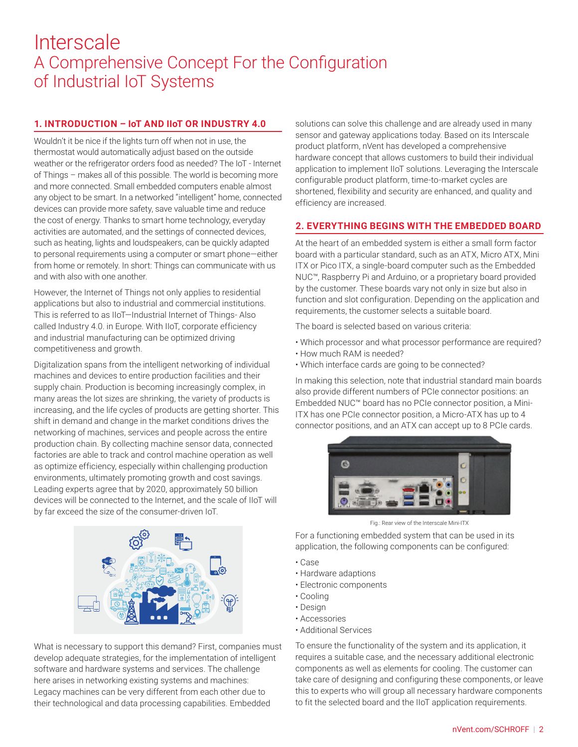# Interscale
## A Comprehensive Concept For the Configuration of Industrial IoT Systems

### 1. INTRODUCTION – IoT AND IIoT OR INDUSTRY 4.0

Wouldn't it be nice if the lights turn off when not in use, the thermostat would automatically adjust based on the outside weather or the refrigerator orders food as needed? The IoT - Internet of Things – makes all of this possible. The world is becoming more and more connected. Small embedded computers enable almost any object to be smart. In a networked "intelligent" home, connected devices can provide more safety, save valuable time and reduce the cost of energy. Thanks to smart home technology, everyday activities are automated, and the settings of connected devices, such as heating, lights and loudspeakers, can be quickly adapted to personal requirements using a computer or smart phone—either from home or remotely. In short: Things can communicate with us and with also with one another.

However, the Internet of Things not only applies to residential applications but also to industrial and commercial institutions. This is referred to as IIoT—Industrial Internet of Things- Also called Industry 4.0. in Europe. With IIoT, corporate efficiency and industrial manufacturing can be optimized driving competitiveness and growth.

Digitalization spans from the intelligent networking of individual machines and devices to entire production facilities and their supply chain. Production is becoming increasingly complex, in many areas the lot sizes are shrinking, the variety of products is increasing, and the life cycles of products are getting shorter. This shift in demand and change in the market conditions drives the networking of machines, services and people across the entire production chain. By collecting machine sensor data, connected factories are able to track and control machine operation as well as optimize efficiency, especially within challenging production environments, ultimately promoting growth and cost savings. Leading experts agree that by 2020, approximately 50 billion devices will be connected to the Internet, and the scale of IIoT will by far exceed the size of the consumer-driven IoT.

What is necessary to support this demand? First, companies must develop adequate strategies, for the implementation of intelligent software and hardware systems and services. The challenge here arises in networking existing systems and machines: Legacy machines can be very different from each other due to their technological and data processing capabilities. Embedded solutions can solve this challenge and are already used in many sensor and gateway applications today. Based on its Interscale product platform, nVent has developed a comprehensive hardware concept that allows customers to build their individual application to implement IIoT solutions. Leveraging the Interscale configurable product platform, time-to-market cycles are shortened, flexibility and security are enhanced, and quality and efficiency are increased.

### 2. EVERYTHING BEGINS WITH THE EMBEDDED BOARD

At the heart of an embedded system is either a small form factor board with a particular standard, such as an ATX, Micro ATX, Mini ITX or Pico ITX, a single-board computer such as the Embedded NUC™, Raspberry Pi and Arduino, or a proprietary board provided by the customer. These boards vary not only in size but also in function and slot configuration. Depending on the application and requirements, the customer selects a suitable board.

The board is selected based on various criteria:

- Which processor and what processor performance are required?
- How much RAM is needed?
- Which interface cards are going to be connected?

In making this selection, note that industrial standard main boards also provide different numbers of PCIe connector positions: an Embedded NUC™ board has no PCIe connector position, a Mini-ITX has one PCIe connector position, a Micro-ATX has up to 4 connector positions, and an ATX can accept up to 8 PCIe cards.

Fig.: Rear view of the Interscale Mini-ITX

For a functioning embedded system that can be used in its application, the following components can be configured:

- Case
- Hardware adaptions
- Electronic components
- Cooling
- Design
- Accessories
- Additional Services

To ensure the functionality of the system and its application, it requires a suitable case, and the necessary additional electronic components as well as elements for cooling. The customer can take care of designing and configuring these components, or leave this to experts who will group all necessary hardware components to fit the selected board and the IIoT application requirements.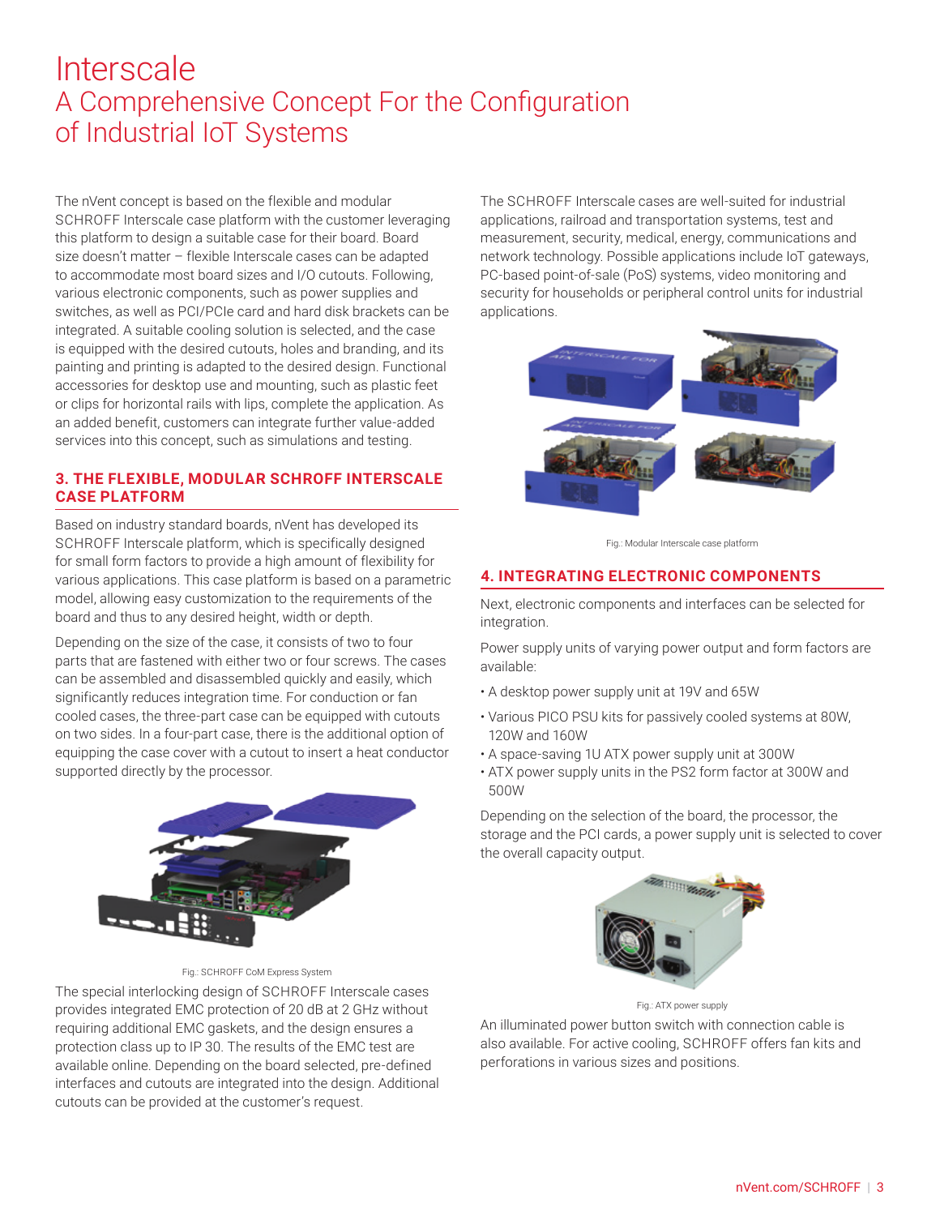# Interscale

## A Comprehensive Concept For the Configuration of Industrial IoT Systems

The nVent concept is based on the flexible and modular SCHROFF Interscale case platform with the customer leveraging this platform to design a suitable case for their board. Board size doesn't matter – flexible Interscale cases can be adapted to accommodate most board sizes and I/O cutouts. Following, various electronic components, such as power supplies and switches, as well as PCI/PCIe card and hard disk brackets can be integrated. A suitable cooling solution is selected, and the case is equipped with the desired cutouts, holes and branding, and its painting and printing is adapted to the desired design. Functional accessories for desktop use and mounting, such as plastic feet or clips for horizontal rails with lips, complete the application. As an added benefit, customers can integrate further value-added services into this concept, such as simulations and testing.

### 3. THE FLEXIBLE, MODULAR SCHROFF INTERSCALE CASE PLATFORM

Based on industry standard boards, nVent has developed its SCHROFF Interscale platform, which is specifically designed for small form factors to provide a high amount of flexibility for various applications. This case platform is based on a parametric model, allowing easy customization to the requirements of the board and thus to any desired height, width or depth.

Depending on the size of the case, it consists of two to four parts that are fastened with either two or four screws. The cases can be assembled and disassembled quickly and easily, which significantly reduces integration time. For conduction or fan cooled cases, the three-part case can be equipped with cutouts on two sides. In a four-part case, there is the additional option of equipping the case cover with a cutout to insert a heat conductor supported directly by the processor.

Fig.: SCHROFF CoM Express System

The special interlocking design of SCHROFF Interscale cases provides integrated EMC protection of 20 dB at 2 GHz without requiring additional EMC gaskets, and the design ensures a protection class up to IP 30. The results of the EMC test are available online. Depending on the board selected, pre-defined interfaces and cutouts are integrated into the design. Additional cutouts can be provided at the customer's request.

The SCHROFF Interscale cases are well-suited for industrial applications, railroad and transportation systems, test and measurement, security, medical, energy, communications and network technology. Possible applications include IoT gateways, PC-based point-of-sale (PoS) systems, video monitoring and security for households or peripheral control units for industrial applications.

Fig.: Modular Interscale case platform

### 4. INTEGRATING ELECTRONIC COMPONENTS

Next, electronic components and interfaces can be selected for integration.

Power supply units of varying power output and form factors are available:

- A desktop power supply unit at 19V and 65W
- Various PICO PSU kits for passively cooled systems at 80W, 120W and 160W
- A space-saving 1U ATX power supply unit at 300W
- ATX power supply units in the PS2 form factor at 300W and 500W

Depending on the selection of the board, the processor, the storage and the PCI cards, a power supply unit is selected to cover the overall capacity output.

Fig.: ATX power supply

An illuminated power button switch with connection cable is also available. For active cooling, SCHROFF offers fan kits and perforations in various sizes and positions.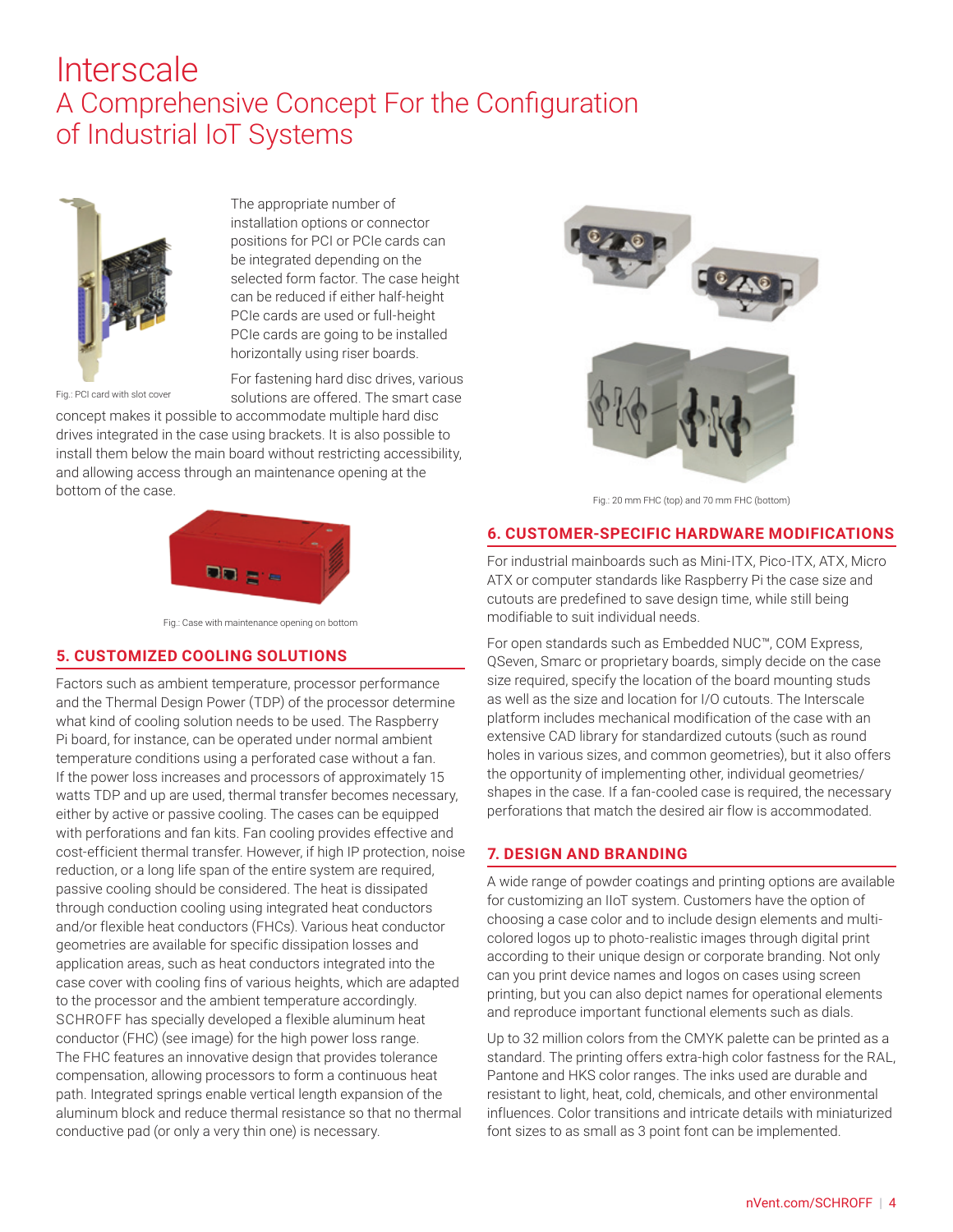# Interscale

## A Comprehensive Concept For the Configuration of Industrial IoT Systems

Fig.: PCI card with slot cover

The appropriate number of installation options or connector positions for PCI or PCIe cards can be integrated depending on the selected form factor. The case height can be reduced if either half-height PCIe cards are used or full-height PCIe cards are going to be installed horizontally using riser boards.

For fastening hard disc drives, various solutions are offered. The smart case concept makes it possible to accommodate multiple hard disc drives integrated in the case using brackets. It is also possible to install them below the main board without restricting accessibility, and allowing access through an maintenance opening at the bottom of the case.

Fig.: Case with maintenance opening on bottom

### 5. CUSTOMIZED COOLING SOLUTIONS

Factors such as ambient temperature, processor performance and the Thermal Design Power (TDP) of the processor determine what kind of cooling solution needs to be used. The Raspberry Pi board, for instance, can be operated under normal ambient temperature conditions using a perforated case without a fan. If the power loss increases and processors of approximately 15 watts TDP and up are used, thermal transfer becomes necessary, either by active or passive cooling. The cases can be equipped with perforations and fan kits. Fan cooling provides effective and cost-efficient thermal transfer. However, if high IP protection, noise reduction, or a long life span of the entire system are required, passive cooling should be considered. The heat is dissipated through conduction cooling using integrated heat conductors and/or flexible heat conductors (FHCs). Various heat conductor geometries are available for specific dissipation losses and application areas, such as heat conductors integrated into the case cover with cooling fins of various heights, which are adapted to the processor and the ambient temperature accordingly. SCHROFF has specially developed a flexible aluminum heat conductor (FHC) (see image) for the high power loss range. The FHC features an innovative design that provides tolerance compensation, allowing processors to form a continuous heat path. Integrated springs enable vertical length expansion of the aluminum block and reduce thermal resistance so that no thermal conductive pad (or only a very thin one) is necessary.

Fig.: 20 mm FHC (top) and 70 mm FHC (bottom)

### 6. CUSTOMER-SPECIFIC HARDWARE MODIFICATIONS

For industrial mainboards such as Mini-ITX, Pico-ITX, ATX, Micro ATX or computer standards like Raspberry Pi the case size and cutouts are predefined to save design time, while still being modifiable to suit individual needs.

For open standards such as Embedded NUC™, COM Express, QSeven, Smarc or proprietary boards, simply decide on the case size required, specify the location of the board mounting studs as well as the size and location for I/O cutouts. The Interscale platform includes mechanical modification of the case with an extensive CAD library for standardized cutouts (such as round holes in various sizes, and common geometries), but it also offers the opportunity of implementing other, individual geometries/shapes in the case. If a fan-cooled case is required, the necessary perforations that match the desired air flow is accommodated.

### 7. DESIGN AND BRANDING

A wide range of powder coatings and printing options are available for customizing an IIoT system. Customers have the option of choosing a case color and to include design elements and multi-colored logos up to photo-realistic images through digital print according to their unique design or corporate branding. Not only can you print device names and logos on cases using screen printing, but you can also depict names for operational elements and reproduce important functional elements such as dials.

Up to 32 million colors from the CMYK palette can be printed as a standard. The printing offers extra-high color fastness for the RAL, Pantone and HKS color ranges. The inks used are durable and resistant to light, heat, cold, chemicals, and other environmental influences. Color transitions and intricate details with miniaturized font sizes to as small as 3 point font can be implemented.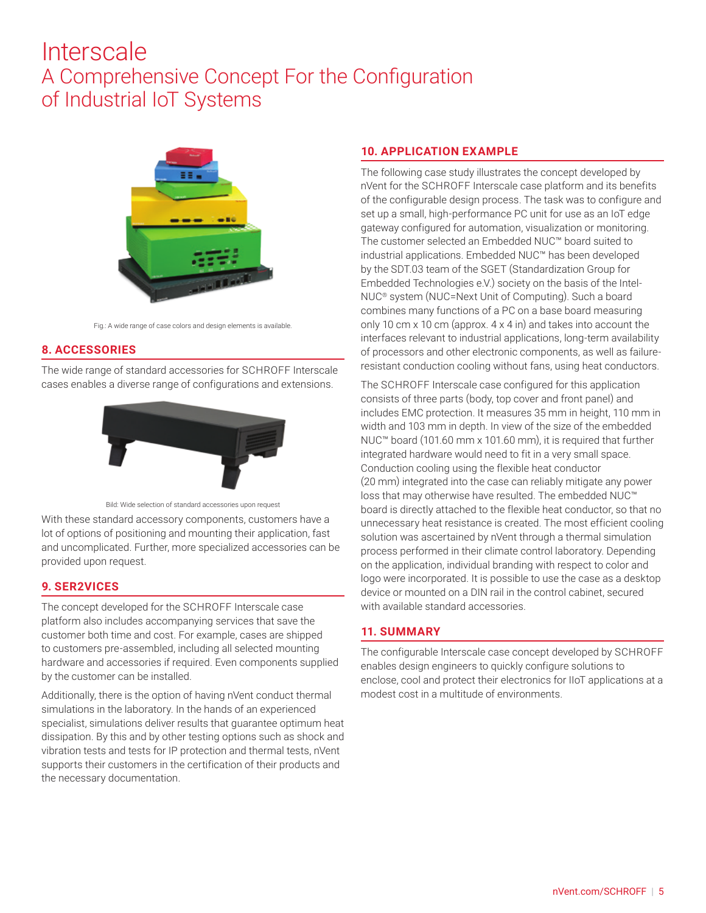# Interscale

## A Comprehensive Concept For the Configuration of Industrial IoT Systems

Fig.: A wide range of case colors and design elements is available.

### 8. ACCESSORIES

The wide range of standard accessories for SCHROFF Interscale cases enables a diverse range of configurations and extensions.

Bild: Wide selection of standard accessories upon request

With these standard accessory components, customers have a lot of options of positioning and mounting their application, fast and uncomplicated. Further, more specialized accessories can be provided upon request.

### 9. SER2VICES

The concept developed for the SCHROFF Interscale case platform also includes accompanying services that save the customer both time and cost. For example, cases are shipped to customers pre-assembled, including all selected mounting hardware and accessories if required. Even components supplied by the customer can be installed.

Additionally, there is the option of having nVent conduct thermal simulations in the laboratory. In the hands of an experienced specialist, simulations deliver results that guarantee optimum heat dissipation. By this and by other testing options such as shock and vibration tests and tests for IP protection and thermal tests, nVent supports their customers in the certification of their products and the necessary documentation.

### 10. APPLICATION EXAMPLE

The following case study illustrates the concept developed by nVent for the SCHROFF Interscale case platform and its benefits of the configurable design process. The task was to configure and set up a small, high-performance PC unit for use as an IoT edge gateway configured for automation, visualization or monitoring. The customer selected an Embedded NUC™ board suited to industrial applications. Embedded NUC™ has been developed by the SDT.03 team of the SGET (Standardization Group for Embedded Technologies e.V.) society on the basis of the Intel-NUC® system (NUC=Next Unit of Computing). Such a board combines many functions of a PC on a base board measuring only 10 cm x 10 cm (approx. 4 x 4 in) and takes into account the interfaces relevant to industrial applications, long-term availability of processors and other electronic components, as well as failure-resistant conduction cooling without fans, using heat conductors.

The SCHROFF Interscale case configured for this application consists of three parts (body, top cover and front panel) and includes EMC protection. It measures 35 mm in height, 110 mm in width and 103 mm in depth. In view of the size of the embedded NUC™ board (101.60 mm x 101.60 mm), it is required that further integrated hardware would need to fit in a very small space. Conduction cooling using the flexible heat conductor (20 mm) integrated into the case can reliably mitigate any power loss that may otherwise have resulted. The embedded NUC™ board is directly attached to the flexible heat conductor, so that no unnecessary heat resistance is created. The most efficient cooling solution was ascertained by nVent through a thermal simulation process performed in their climate control laboratory. Depending on the application, individual branding with respect to color and logo were incorporated. It is possible to use the case as a desktop device or mounted on a DIN rail in the control cabinet, secured with available standard accessories.

### 11. SUMMARY

The configurable Interscale case concept developed by SCHROFF enables design engineers to quickly configure solutions to enclose, cool and protect their electronics for IIoT applications at a modest cost in a multitude of environments.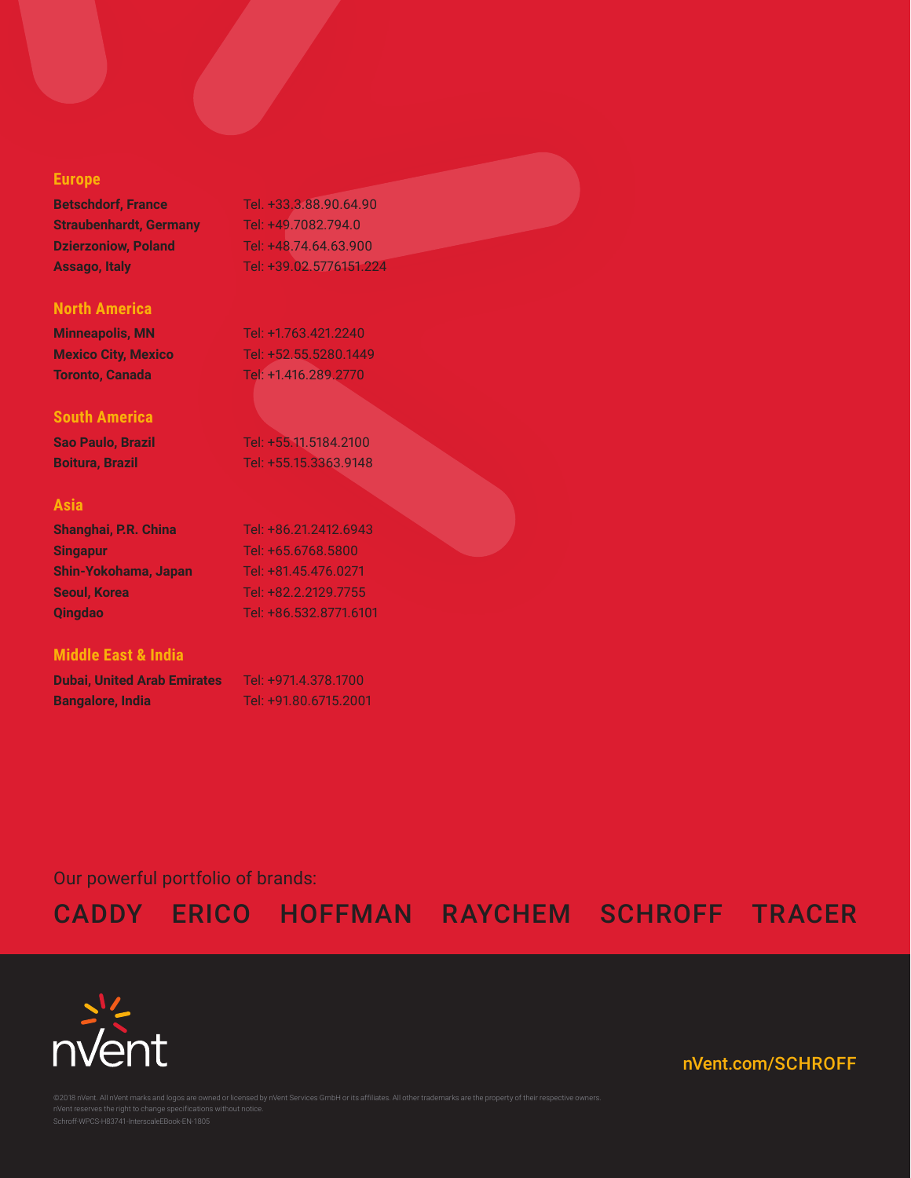## Europe

| | |
|---|---|
| **Betschdorf, France** | Tel. +33.3.88.90.64.90 |
| **Straubenhardt, Germany** | Tel: +49.7082.794.0 |
| **Dzierzoniow, Poland** | Tel: +48.74.64.63.900 |
| **Assago, Italy** | Tel: +39.02.5776151.224 |

## North America

| | |
|---|---|
| **Minneapolis, MN** | Tel: +1.763.421.2240 |
| **Mexico City, Mexico** | Tel: +52.55.5280.1449 |
| **Toronto, Canada** | Tel: +1.416.289.2770 |

## South America

| | |
|---|---|
| **Sao Paulo, Brazil** | Tel: +55.11.5184.2100 |
| **Boitura, Brazil** | Tel: +55.15.3363.9148 |

## Asia

| | |
|---|---|
| **Shanghai, P.R. China** | Tel: +86.21.2412.6943 |
| **Singapur** | Tel: +65.6768.5800 |
| **Shin-Yokohama, Japan** | Tel: +81.45.476.0271 |
| **Seoul, Korea** | Tel: +82.2.2129.7755 |
| **Qingdao** | Tel: +86.532.8771.6101 |

## Middle East & India

| | |
|---|---|
| **Dubai, United Arab Emirates** | Tel: +971.4.378.1700 |
| **Bangalore, India** | Tel: +91.80.6715.2001 |

Our powerful portfolio of brands:

CADDY ERICO HOFFMAN RAYCHEM SCHROFF TRACER

nVent

nVent.com/SCHROFF

©2018 nVent. All nVent marks and logos are owned or licensed by nVent Services GmbH or its affiliates. All other trademarks are the property of their respective owners.
nVent reserves the right to change specifications without notice.
Schroff-WPCS-H83741-InterscaleEBook-EN-1805